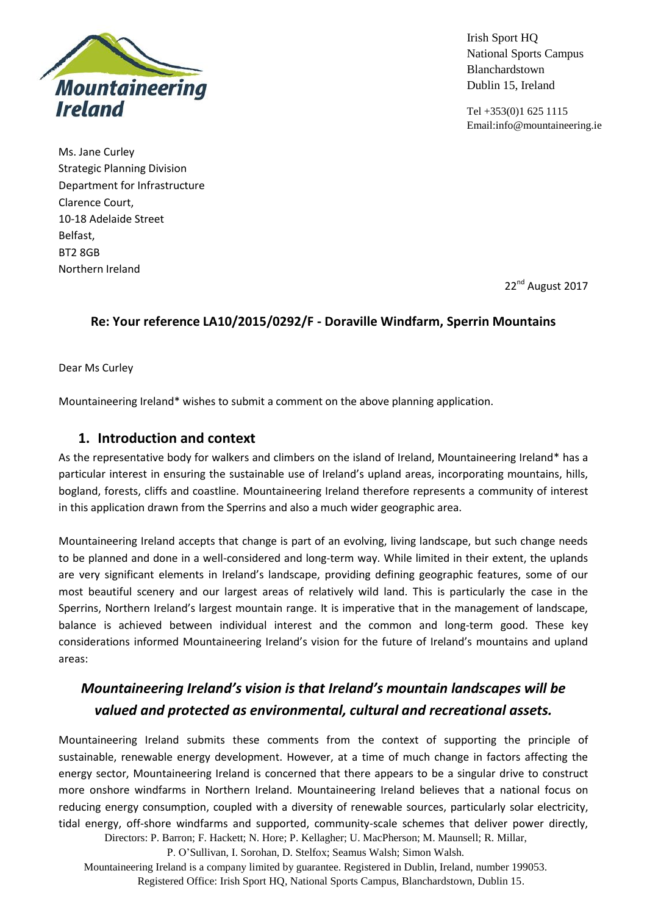Irish Sport HQ
National Sports Campus
Blanchardstown
Dublin 15, Ireland

Tel +353(0)1 625 1115
Email:info@mountaineering.ie

Ms. Jane Curley
Strategic Planning Division
Department for Infrastructure
Clarence Court,
10-18 Adelaide Street
Belfast,
BT2 8GB
Northern Ireland

22nd August 2017

**Re: Your reference LA10/2015/0292/F - Doraville Windfarm, Sperrin Mountains**

Dear Ms Curley

Mountaineering Ireland* wishes to submit a comment on the above planning application.

## 1. Introduction and context

As the representative body for walkers and climbers on the island of Ireland, Mountaineering Ireland* has a particular interest in ensuring the sustainable use of Ireland's upland areas, incorporating mountains, hills, bogland, forests, cliffs and coastline. Mountaineering Ireland therefore represents a community of interest in this application drawn from the Sperrins and also a much wider geographic area.

Mountaineering Ireland accepts that change is part of an evolving, living landscape, but such change needs to be planned and done in a well-considered and long-term way. While limited in their extent, the uplands are very significant elements in Ireland's landscape, providing defining geographic features, some of our most beautiful scenery and our largest areas of relatively wild land. This is particularly the case in the Sperrins, Northern Ireland's largest mountain range. It is imperative that in the management of landscape, balance is achieved between individual interest and the common and long-term good. These key considerations informed Mountaineering Ireland's vision for the future of Ireland's mountains and upland areas:

***Mountaineering Ireland's vision is that Ireland's mountain landscapes will be valued and protected as environmental, cultural and recreational assets.***

Mountaineering Ireland submits these comments from the context of supporting the principle of sustainable, renewable energy development. However, at a time of much change in factors affecting the energy sector, Mountaineering Ireland is concerned that there appears to be a singular drive to construct more onshore windfarms in Northern Ireland. Mountaineering Ireland believes that a national focus on reducing energy consumption, coupled with a diversity of renewable sources, particularly solar electricity, tidal energy, off-shore windfarms and supported, community-scale schemes that deliver power directly,

Directors: P. Barron; F. Hackett; N. Hore; P. Kellagher; U. MacPherson; M. Maunsell; R. Millar, P. O'Sullivan, I. Sorohan, D. Stelfox; Seamus Walsh; Simon Walsh.
Mountaineering Ireland is a company limited by guarantee. Registered in Dublin, Ireland, number 199053.
Registered Office: Irish Sport HQ, National Sports Campus, Blanchardstown, Dublin 15.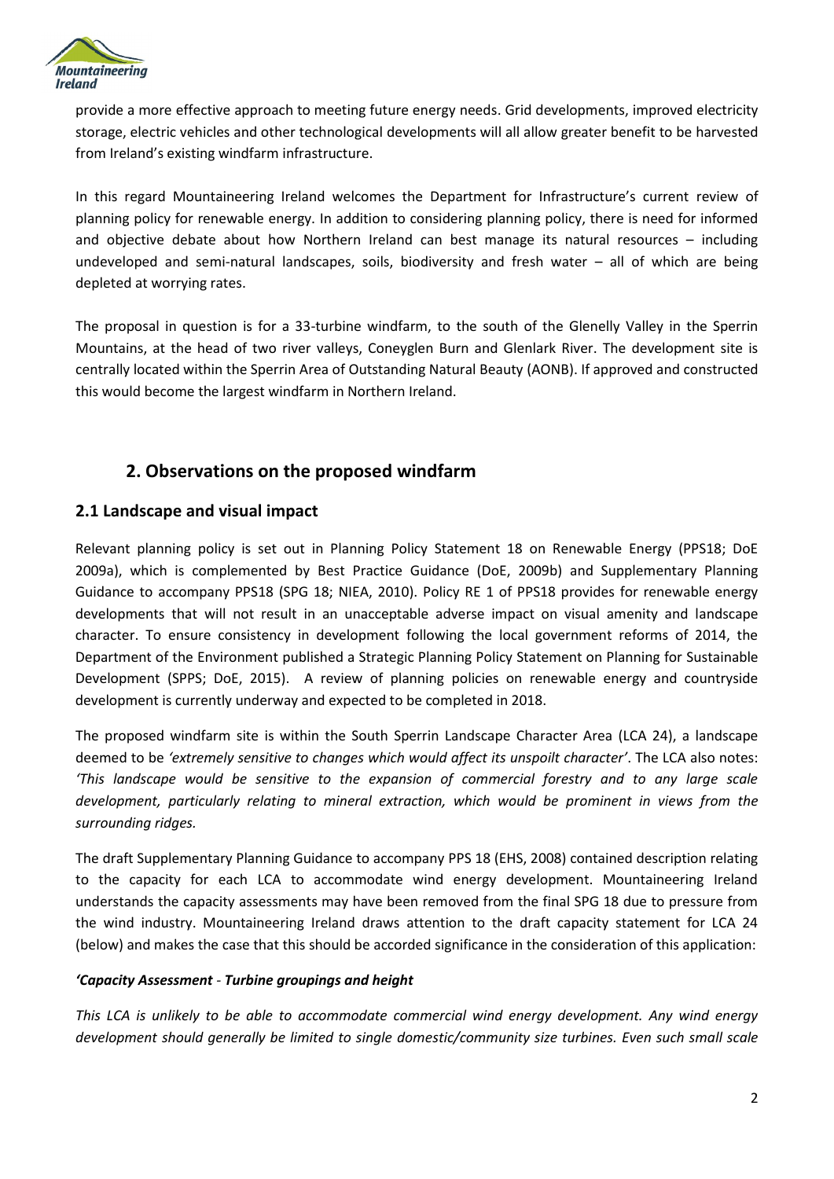provide a more effective approach to meeting future energy needs. Grid developments, improved electricity storage, electric vehicles and other technological developments will all allow greater benefit to be harvested from Ireland's existing windfarm infrastructure.

In this regard Mountaineering Ireland welcomes the Department for Infrastructure's current review of planning policy for renewable energy. In addition to considering planning policy, there is need for informed and objective debate about how Northern Ireland can best manage its natural resources – including undeveloped and semi-natural landscapes, soils, biodiversity and fresh water – all of which are being depleted at worrying rates.

The proposal in question is for a 33-turbine windfarm, to the south of the Glenelly Valley in the Sperrin Mountains, at the head of two river valleys, Coneyglen Burn and Glenlark River. The development site is centrally located within the Sperrin Area of Outstanding Natural Beauty (AONB). If approved and constructed this would become the largest windfarm in Northern Ireland.

## 2. Observations on the proposed windfarm

### 2.1 Landscape and visual impact

Relevant planning policy is set out in Planning Policy Statement 18 on Renewable Energy (PPS18; DoE 2009a), which is complemented by Best Practice Guidance (DoE, 2009b) and Supplementary Planning Guidance to accompany PPS18 (SPG 18; NIEA, 2010). Policy RE 1 of PPS18 provides for renewable energy developments that will not result in an unacceptable adverse impact on visual amenity and landscape character. To ensure consistency in development following the local government reforms of 2014, the Department of the Environment published a Strategic Planning Policy Statement on Planning for Sustainable Development (SPPS; DoE, 2015). A review of planning policies on renewable energy and countryside development is currently underway and expected to be completed in 2018.

The proposed windfarm site is within the South Sperrin Landscape Character Area (LCA 24), a landscape deemed to be *'extremely sensitive to changes which would affect its unspoilt character'*. The LCA also notes: *'This landscape would be sensitive to the expansion of commercial forestry and to any large scale development, particularly relating to mineral extraction, which would be prominent in views from the surrounding ridges.*

The draft Supplementary Planning Guidance to accompany PPS 18 (EHS, 2008) contained description relating to the capacity for each LCA to accommodate wind energy development. Mountaineering Ireland understands the capacity assessments may have been removed from the final SPG 18 due to pressure from the wind industry. Mountaineering Ireland draws attention to the draft capacity statement for LCA 24 (below) and makes the case that this should be accorded significance in the consideration of this application:

***'Capacity Assessment - Turbine groupings and height***

*This LCA is unlikely to be able to accommodate commercial wind energy development. Any wind energy development should generally be limited to single domestic/community size turbines. Even such small scale*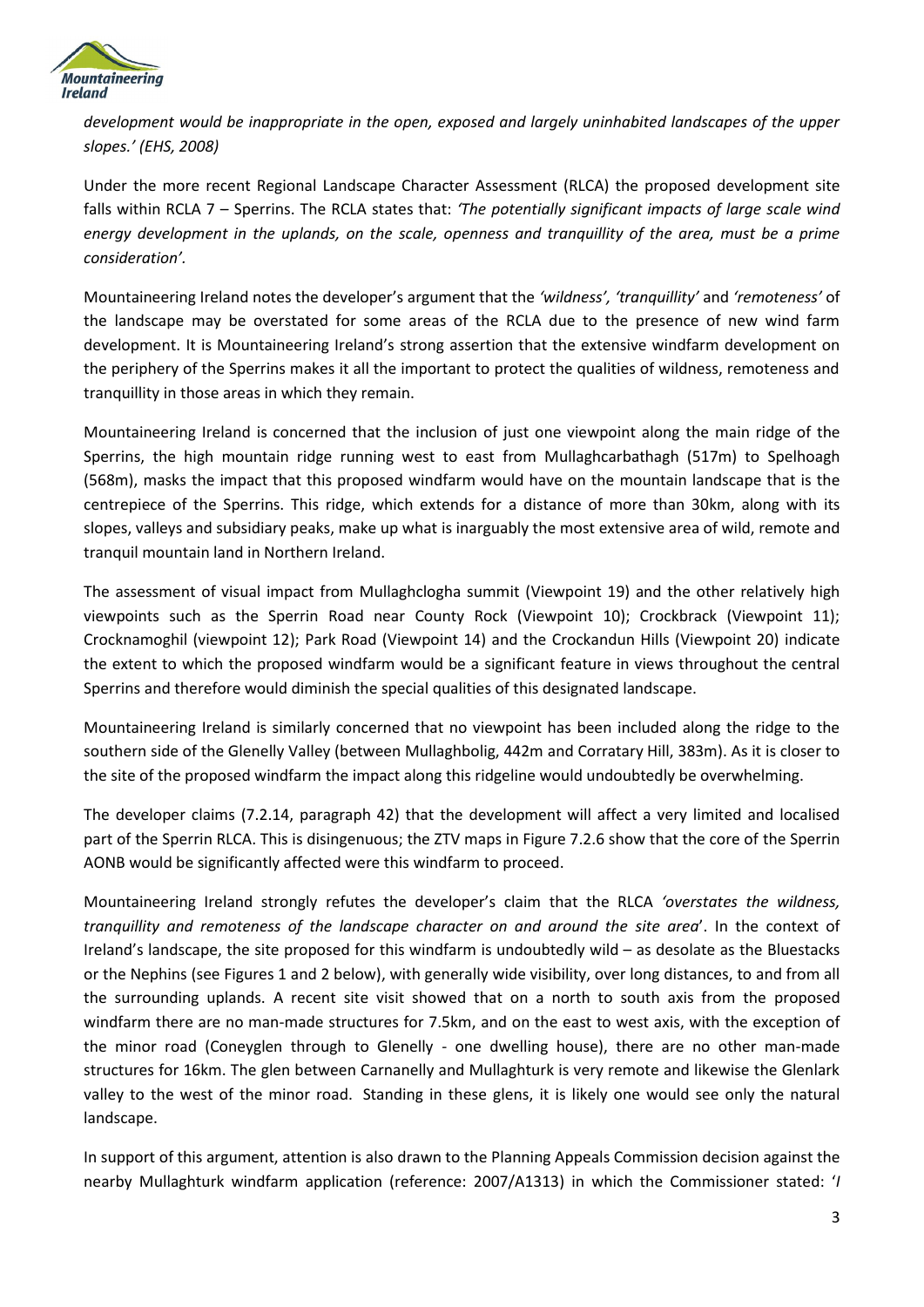*development would be inappropriate in the open, exposed and largely uninhabited landscapes of the upper slopes.' (EHS, 2008)*

Under the more recent Regional Landscape Character Assessment (RLCA) the proposed development site falls within RCLA 7 – Sperrins. The RCLA states that: *'The potentially significant impacts of large scale wind energy development in the uplands, on the scale, openness and tranquillity of the area, must be a prime consideration'.*

Mountaineering Ireland notes the developer's argument that the *'wildness', 'tranquillity'* and *'remoteness'* of the landscape may be overstated for some areas of the RCLA due to the presence of new wind farm development. It is Mountaineering Ireland's strong assertion that the extensive windfarm development on the periphery of the Sperrins makes it all the important to protect the qualities of wildness, remoteness and tranquillity in those areas in which they remain.

Mountaineering Ireland is concerned that the inclusion of just one viewpoint along the main ridge of the Sperrins, the high mountain ridge running west to east from Mullaghcarbathagh (517m) to Spelhoagh (568m), masks the impact that this proposed windfarm would have on the mountain landscape that is the centrepiece of the Sperrins. This ridge, which extends for a distance of more than 30km, along with its slopes, valleys and subsidiary peaks, make up what is inarguably the most extensive area of wild, remote and tranquil mountain land in Northern Ireland.

The assessment of visual impact from Mullaghclogha summit (Viewpoint 19) and the other relatively high viewpoints such as the Sperrin Road near County Rock (Viewpoint 10); Crockbrack (Viewpoint 11); Crocknamoghil (viewpoint 12); Park Road (Viewpoint 14) and the Crockandun Hills (Viewpoint 20) indicate the extent to which the proposed windfarm would be a significant feature in views throughout the central Sperrins and therefore would diminish the special qualities of this designated landscape.

Mountaineering Ireland is similarly concerned that no viewpoint has been included along the ridge to the southern side of the Glenelly Valley (between Mullaghbolig, 442m and Corratary Hill, 383m). As it is closer to the site of the proposed windfarm the impact along this ridgeline would undoubtedly be overwhelming.

The developer claims (7.2.14, paragraph 42) that the development will affect a very limited and localised part of the Sperrin RLCA. This is disingenuous; the ZTV maps in Figure 7.2.6 show that the core of the Sperrin AONB would be significantly affected were this windfarm to proceed.

Mountaineering Ireland strongly refutes the developer's claim that the RLCA *'overstates the wildness, tranquillity and remoteness of the landscape character on and around the site area*'. In the context of Ireland's landscape, the site proposed for this windfarm is undoubtedly wild – as desolate as the Bluestacks or the Nephins (see Figures 1 and 2 below), with generally wide visibility, over long distances, to and from all the surrounding uplands. A recent site visit showed that on a north to south axis from the proposed windfarm there are no man-made structures for 7.5km, and on the east to west axis, with the exception of the minor road (Coneyglen through to Glenelly - one dwelling house), there are no other man-made structures for 16km. The glen between Carnanelly and Mullaghturk is very remote and likewise the Glenlark valley to the west of the minor road. Standing in these glens, it is likely one would see only the natural landscape.

In support of this argument, attention is also drawn to the Planning Appeals Commission decision against the nearby Mullaghturk windfarm application (reference: 2007/A1313) in which the Commissioner stated: '*I*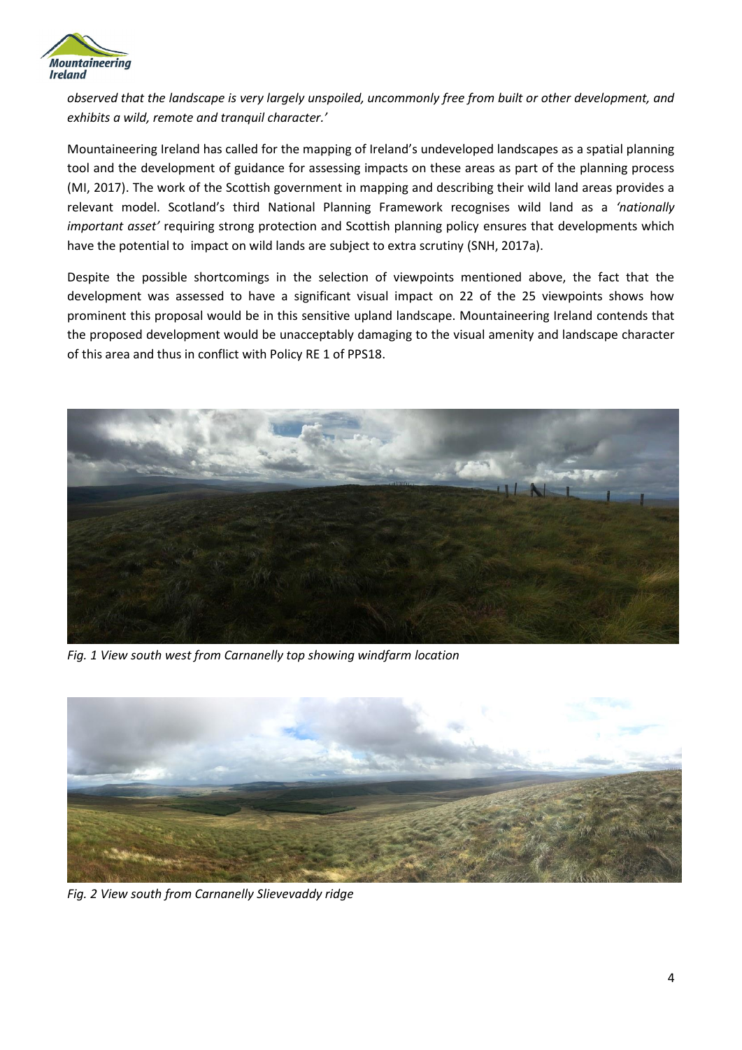*observed that the landscape is very largely unspoiled, uncommonly free from built or other development, and exhibits a wild, remote and tranquil character.'*

Mountaineering Ireland has called for the mapping of Ireland's undeveloped landscapes as a spatial planning tool and the development of guidance for assessing impacts on these areas as part of the planning process (MI, 2017). The work of the Scottish government in mapping and describing their wild land areas provides a relevant model. Scotland's third National Planning Framework recognises wild land as a *'nationally important asset'* requiring strong protection and Scottish planning policy ensures that developments which have the potential to impact on wild lands are subject to extra scrutiny (SNH, 2017a).

Despite the possible shortcomings in the selection of viewpoints mentioned above, the fact that the development was assessed to have a significant visual impact on 22 of the 25 viewpoints shows how prominent this proposal would be in this sensitive upland landscape. Mountaineering Ireland contends that the proposed development would be unacceptably damaging to the visual amenity and landscape character of this area and thus in conflict with Policy RE 1 of PPS18.

*Fig. 1 View south west from Carnanelly top showing windfarm location*

*Fig. 2 View south from Carnanelly Slievevaddy ridge*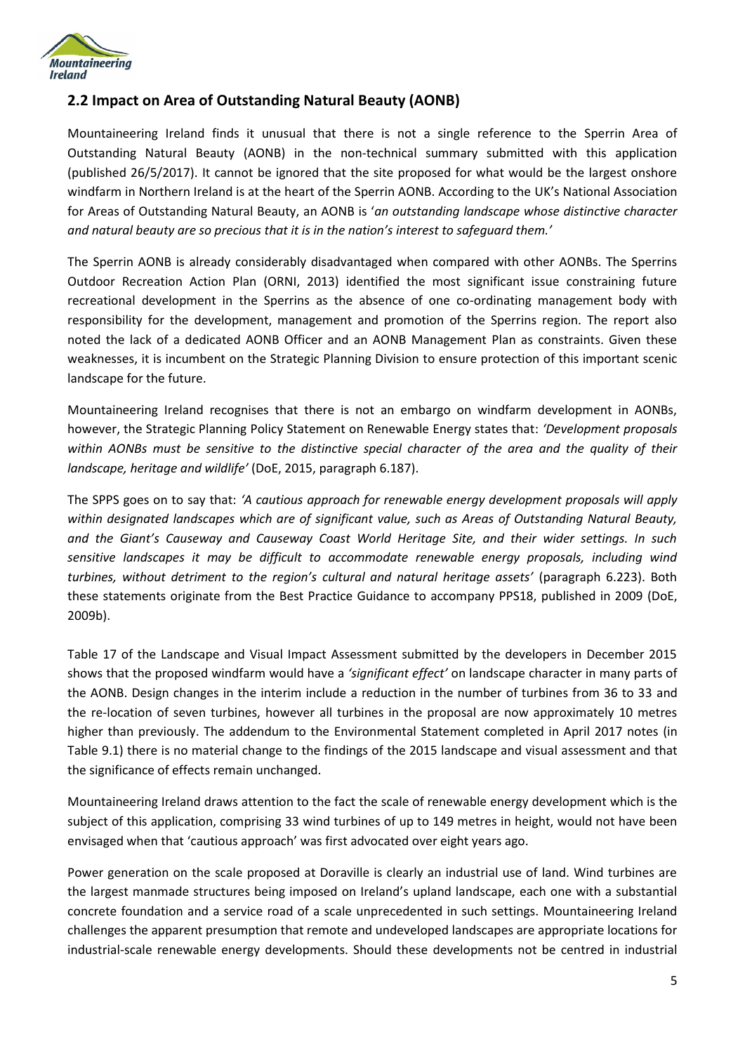## 2.2 Impact on Area of Outstanding Natural Beauty (AONB)

Mountaineering Ireland finds it unusual that there is not a single reference to the Sperrin Area of Outstanding Natural Beauty (AONB) in the non-technical summary submitted with this application (published 26/5/2017). It cannot be ignored that the site proposed for what would be the largest onshore windfarm in Northern Ireland is at the heart of the Sperrin AONB. According to the UK's National Association for Areas of Outstanding Natural Beauty, an AONB is '*an outstanding landscape whose distinctive character and natural beauty are so precious that it is in the nation's interest to safeguard them.*'

The Sperrin AONB is already considerably disadvantaged when compared with other AONBs. The Sperrins Outdoor Recreation Action Plan (ORNI, 2013) identified the most significant issue constraining future recreational development in the Sperrins as the absence of one co-ordinating management body with responsibility for the development, management and promotion of the Sperrins region. The report also noted the lack of a dedicated AONB Officer and an AONB Management Plan as constraints. Given these weaknesses, it is incumbent on the Strategic Planning Division to ensure protection of this important scenic landscape for the future.

Mountaineering Ireland recognises that there is not an embargo on windfarm development in AONBs, however, the Strategic Planning Policy Statement on Renewable Energy states that: *'Development proposals within AONBs must be sensitive to the distinctive special character of the area and the quality of their landscape, heritage and wildlife'* (DoE, 2015, paragraph 6.187).

The SPPS goes on to say that: *'A cautious approach for renewable energy development proposals will apply within designated landscapes which are of significant value, such as Areas of Outstanding Natural Beauty, and the Giant's Causeway and Causeway Coast World Heritage Site, and their wider settings. In such sensitive landscapes it may be difficult to accommodate renewable energy proposals, including wind turbines, without detriment to the region's cultural and natural heritage assets'* (paragraph 6.223). Both these statements originate from the Best Practice Guidance to accompany PPS18, published in 2009 (DoE, 2009b).

Table 17 of the Landscape and Visual Impact Assessment submitted by the developers in December 2015 shows that the proposed windfarm would have a *'significant effect'* on landscape character in many parts of the AONB. Design changes in the interim include a reduction in the number of turbines from 36 to 33 and the re-location of seven turbines, however all turbines in the proposal are now approximately 10 metres higher than previously. The addendum to the Environmental Statement completed in April 2017 notes (in Table 9.1) there is no material change to the findings of the 2015 landscape and visual assessment and that the significance of effects remain unchanged.

Mountaineering Ireland draws attention to the fact the scale of renewable energy development which is the subject of this application, comprising 33 wind turbines of up to 149 metres in height, would not have been envisaged when that 'cautious approach' was first advocated over eight years ago.

Power generation on the scale proposed at Doraville is clearly an industrial use of land. Wind turbines are the largest manmade structures being imposed on Ireland's upland landscape, each one with a substantial concrete foundation and a service road of a scale unprecedented in such settings. Mountaineering Ireland challenges the apparent presumption that remote and undeveloped landscapes are appropriate locations for industrial-scale renewable energy developments. Should these developments not be centred in industrial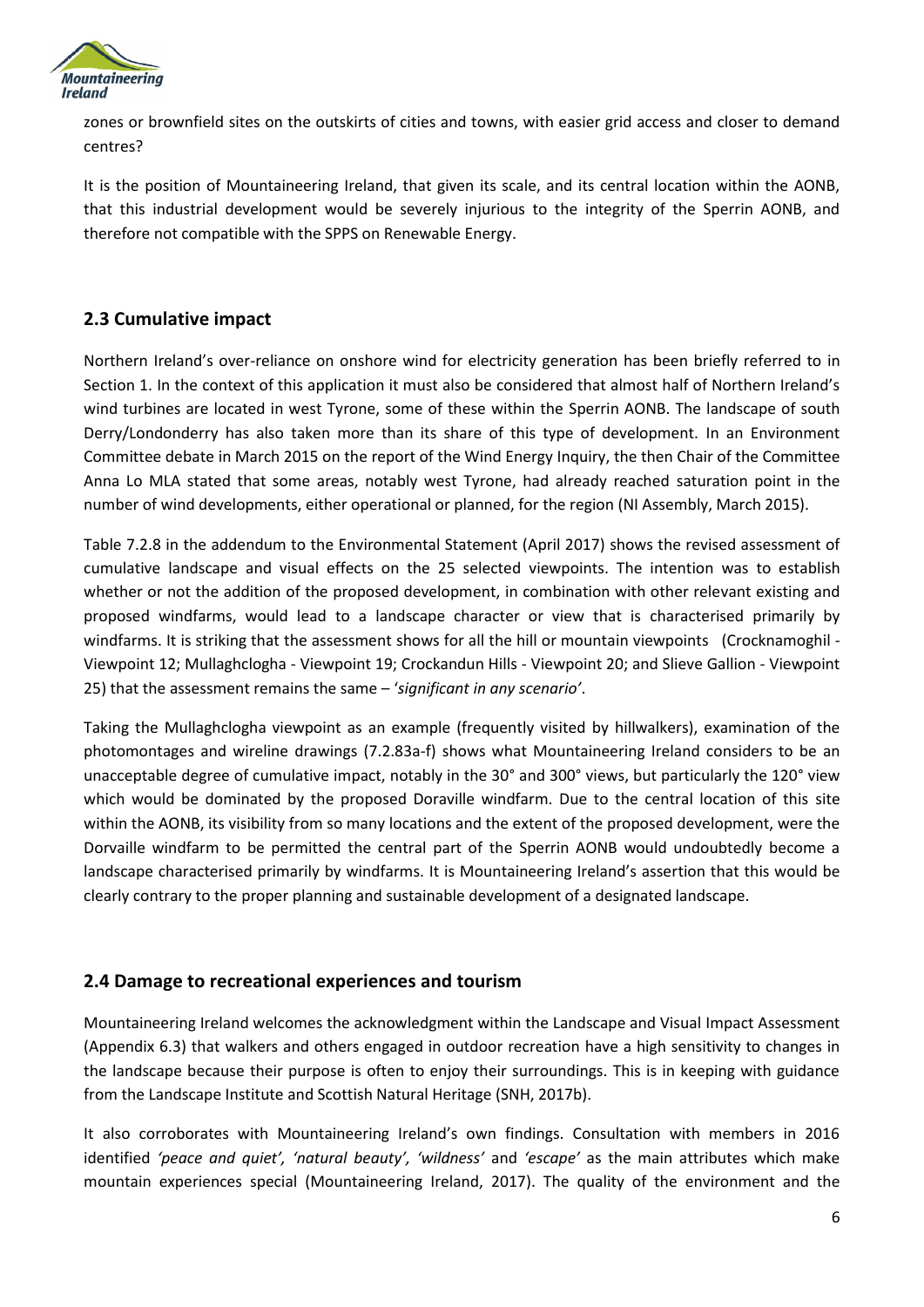zones or brownfield sites on the outskirts of cities and towns, with easier grid access and closer to demand centres?

It is the position of Mountaineering Ireland, that given its scale, and its central location within the AONB, that this industrial development would be severely injurious to the integrity of the Sperrin AONB, and therefore not compatible with the SPPS on Renewable Energy.

## 2.3 Cumulative impact

Northern Ireland's over-reliance on onshore wind for electricity generation has been briefly referred to in Section 1. In the context of this application it must also be considered that almost half of Northern Ireland's wind turbines are located in west Tyrone, some of these within the Sperrin AONB. The landscape of south Derry/Londonderry has also taken more than its share of this type of development. In an Environment Committee debate in March 2015 on the report of the Wind Energy Inquiry, the then Chair of the Committee Anna Lo MLA stated that some areas, notably west Tyrone, had already reached saturation point in the number of wind developments, either operational or planned, for the region (NI Assembly, March 2015).

Table 7.2.8 in the addendum to the Environmental Statement (April 2017) shows the revised assessment of cumulative landscape and visual effects on the 25 selected viewpoints. The intention was to establish whether or not the addition of the proposed development, in combination with other relevant existing and proposed windfarms, would lead to a landscape character or view that is characterised primarily by windfarms. It is striking that the assessment shows for all the hill or mountain viewpoints (Crocknamoghil - Viewpoint 12; Mullaghclogha - Viewpoint 19; Crockandun Hills - Viewpoint 20; and Slieve Gallion - Viewpoint 25) that the assessment remains the same – '*significant in any scenario'*.

Taking the Mullaghclogha viewpoint as an example (frequently visited by hillwalkers), examination of the photomontages and wireline drawings (7.2.83a-f) shows what Mountaineering Ireland considers to be an unacceptable degree of cumulative impact, notably in the 30° and 300° views, but particularly the 120° view which would be dominated by the proposed Doraville windfarm. Due to the central location of this site within the AONB, its visibility from so many locations and the extent of the proposed development, were the Dorvaille windfarm to be permitted the central part of the Sperrin AONB would undoubtedly become a landscape characterised primarily by windfarms. It is Mountaineering Ireland's assertion that this would be clearly contrary to the proper planning and sustainable development of a designated landscape.

## 2.4 Damage to recreational experiences and tourism

Mountaineering Ireland welcomes the acknowledgment within the Landscape and Visual Impact Assessment (Appendix 6.3) that walkers and others engaged in outdoor recreation have a high sensitivity to changes in the landscape because their purpose is often to enjoy their surroundings. This is in keeping with guidance from the Landscape Institute and Scottish Natural Heritage (SNH, 2017b).

It also corroborates with Mountaineering Ireland's own findings. Consultation with members in 2016 identified *'peace and quiet', 'natural beauty', 'wildness'* and *'escape'* as the main attributes which make mountain experiences special (Mountaineering Ireland, 2017). The quality of the environment and the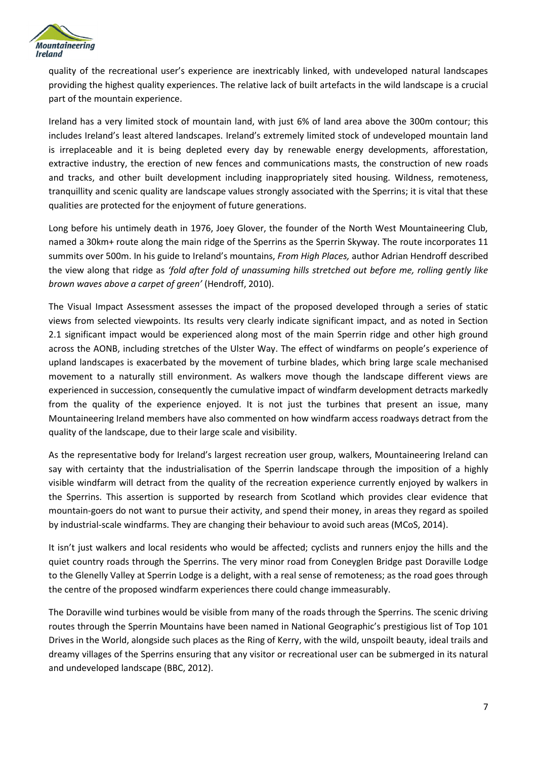quality of the recreational user's experience are inextricably linked, with undeveloped natural landscapes providing the highest quality experiences. The relative lack of built artefacts in the wild landscape is a crucial part of the mountain experience.

Ireland has a very limited stock of mountain land, with just 6% of land area above the 300m contour; this includes Ireland's least altered landscapes. Ireland's extremely limited stock of undeveloped mountain land is irreplaceable and it is being depleted every day by renewable energy developments, afforestation, extractive industry, the erection of new fences and communications masts, the construction of new roads and tracks, and other built development including inappropriately sited housing. Wildness, remoteness, tranquillity and scenic quality are landscape values strongly associated with the Sperrins; it is vital that these qualities are protected for the enjoyment of future generations.

Long before his untimely death in 1976, Joey Glover, the founder of the North West Mountaineering Club, named a 30km+ route along the main ridge of the Sperrins as the Sperrin Skyway. The route incorporates 11 summits over 500m. In his guide to Ireland's mountains, *From High Places,* author Adrian Hendroff described the view along that ridge as *'fold after fold of unassuming hills stretched out before me, rolling gently like brown waves above a carpet of green'* (Hendroff, 2010).

The Visual Impact Assessment assesses the impact of the proposed developed through a series of static views from selected viewpoints. Its results very clearly indicate significant impact, and as noted in Section 2.1 significant impact would be experienced along most of the main Sperrin ridge and other high ground across the AONB, including stretches of the Ulster Way. The effect of windfarms on people's experience of upland landscapes is exacerbated by the movement of turbine blades, which bring large scale mechanised movement to a naturally still environment. As walkers move though the landscape different views are experienced in succession, consequently the cumulative impact of windfarm development detracts markedly from the quality of the experience enjoyed. It is not just the turbines that present an issue, many Mountaineering Ireland members have also commented on how windfarm access roadways detract from the quality of the landscape, due to their large scale and visibility.

As the representative body for Ireland's largest recreation user group, walkers, Mountaineering Ireland can say with certainty that the industrialisation of the Sperrin landscape through the imposition of a highly visible windfarm will detract from the quality of the recreation experience currently enjoyed by walkers in the Sperrins. This assertion is supported by research from Scotland which provides clear evidence that mountain-goers do not want to pursue their activity, and spend their money, in areas they regard as spoiled by industrial-scale windfarms. They are changing their behaviour to avoid such areas (MCoS, 2014).

It isn't just walkers and local residents who would be affected; cyclists and runners enjoy the hills and the quiet country roads through the Sperrins. The very minor road from Coneyglen Bridge past Doraville Lodge to the Glenelly Valley at Sperrin Lodge is a delight, with a real sense of remoteness; as the road goes through the centre of the proposed windfarm experiences there could change immeasurably.

The Doraville wind turbines would be visible from many of the roads through the Sperrins. The scenic driving routes through the Sperrin Mountains have been named in National Geographic's prestigious list of Top 101 Drives in the World, alongside such places as the Ring of Kerry, with the wild, unspoilt beauty, ideal trails and dreamy villages of the Sperrins ensuring that any visitor or recreational user can be submerged in its natural and undeveloped landscape (BBC, 2012).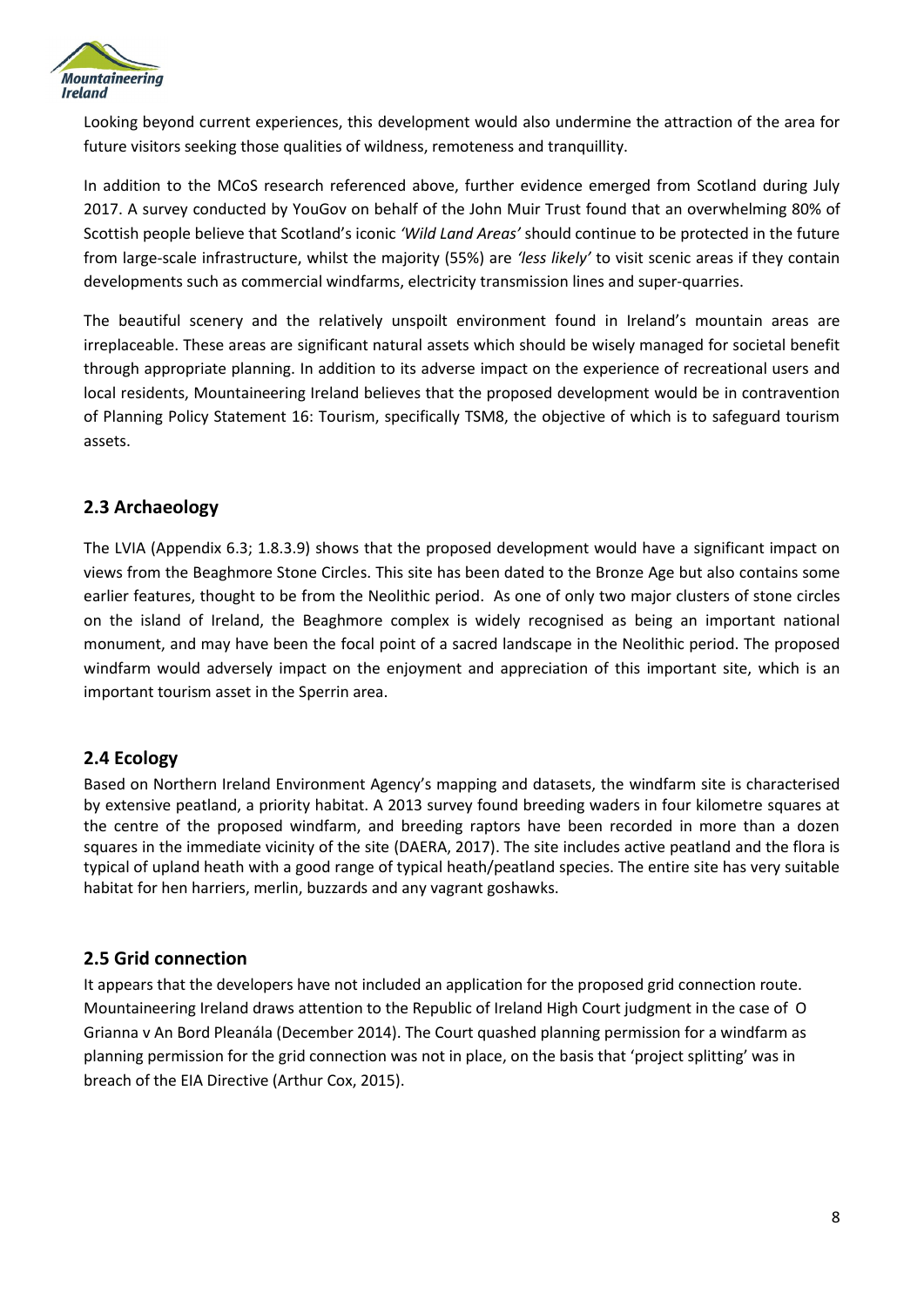Looking beyond current experiences, this development would also undermine the attraction of the area for future visitors seeking those qualities of wildness, remoteness and tranquillity.

In addition to the MCoS research referenced above, further evidence emerged from Scotland during July 2017. A survey conducted by YouGov on behalf of the John Muir Trust found that an overwhelming 80% of Scottish people believe that Scotland's iconic *'Wild Land Areas'* should continue to be protected in the future from large-scale infrastructure, whilst the majority (55%) are *'less likely'* to visit scenic areas if they contain developments such as commercial windfarms, electricity transmission lines and super-quarries.

The beautiful scenery and the relatively unspoilt environment found in Ireland's mountain areas are irreplaceable. These areas are significant natural assets which should be wisely managed for societal benefit through appropriate planning. In addition to its adverse impact on the experience of recreational users and local residents, Mountaineering Ireland believes that the proposed development would be in contravention of Planning Policy Statement 16: Tourism, specifically TSM8, the objective of which is to safeguard tourism assets.

## 2.3 Archaeology

The LVIA (Appendix 6.3; 1.8.3.9) shows that the proposed development would have a significant impact on views from the Beaghmore Stone Circles. This site has been dated to the Bronze Age but also contains some earlier features, thought to be from the Neolithic period. As one of only two major clusters of stone circles on the island of Ireland, the Beaghmore complex is widely recognised as being an important national monument, and may have been the focal point of a sacred landscape in the Neolithic period. The proposed windfarm would adversely impact on the enjoyment and appreciation of this important site, which is an important tourism asset in the Sperrin area.

## 2.4 Ecology

Based on Northern Ireland Environment Agency's mapping and datasets, the windfarm site is characterised by extensive peatland, a priority habitat. A 2013 survey found breeding waders in four kilometre squares at the centre of the proposed windfarm, and breeding raptors have been recorded in more than a dozen squares in the immediate vicinity of the site (DAERA, 2017). The site includes active peatland and the flora is typical of upland heath with a good range of typical heath/peatland species. The entire site has very suitable habitat for hen harriers, merlin, buzzards and any vagrant goshawks.

## 2.5 Grid connection

It appears that the developers have not included an application for the proposed grid connection route. Mountaineering Ireland draws attention to the Republic of Ireland High Court judgment in the case of O Grianna v An Bord Pleanála (December 2014). The Court quashed planning permission for a windfarm as planning permission for the grid connection was not in place, on the basis that 'project splitting' was in breach of the EIA Directive (Arthur Cox, 2015).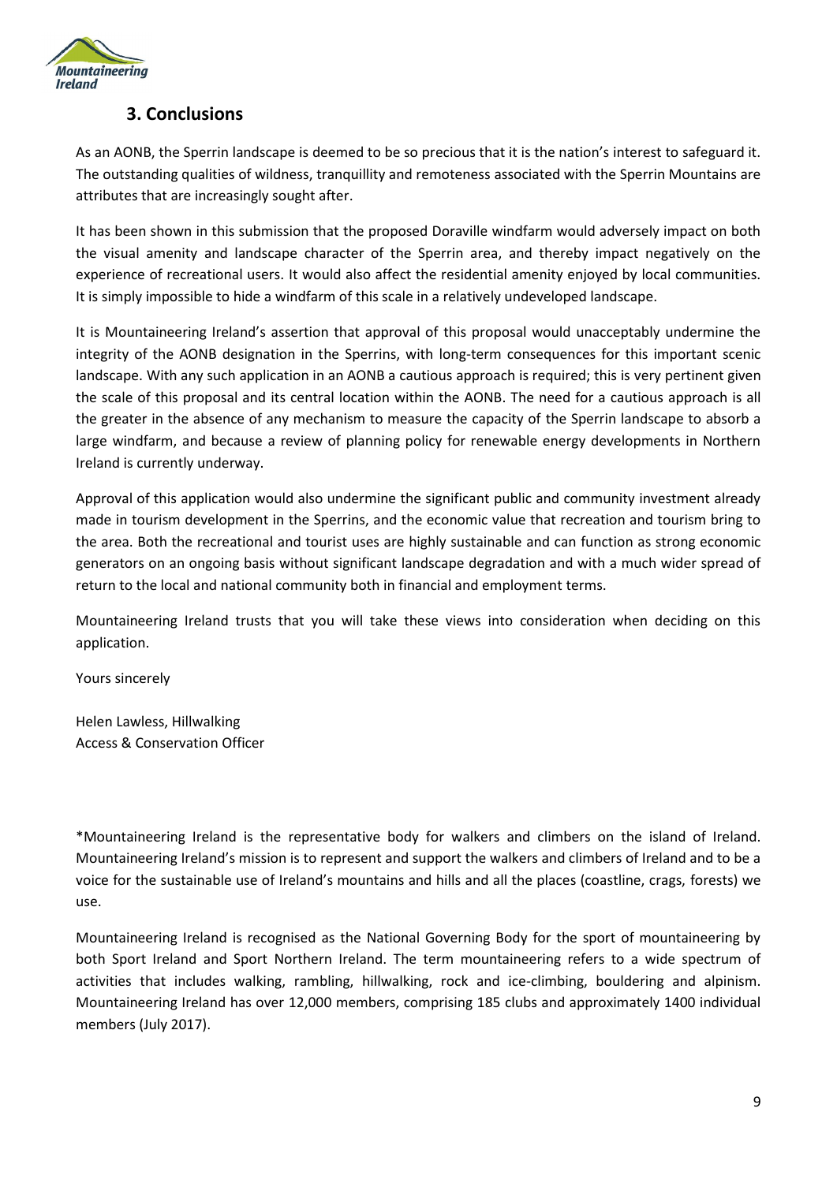## 3. Conclusions

As an AONB, the Sperrin landscape is deemed to be so precious that it is the nation's interest to safeguard it. The outstanding qualities of wildness, tranquillity and remoteness associated with the Sperrin Mountains are attributes that are increasingly sought after.

It has been shown in this submission that the proposed Doraville windfarm would adversely impact on both the visual amenity and landscape character of the Sperrin area, and thereby impact negatively on the experience of recreational users. It would also affect the residential amenity enjoyed by local communities. It is simply impossible to hide a windfarm of this scale in a relatively undeveloped landscape.

It is Mountaineering Ireland's assertion that approval of this proposal would unacceptably undermine the integrity of the AONB designation in the Sperrins, with long-term consequences for this important scenic landscape. With any such application in an AONB a cautious approach is required; this is very pertinent given the scale of this proposal and its central location within the AONB. The need for a cautious approach is all the greater in the absence of any mechanism to measure the capacity of the Sperrin landscape to absorb a large windfarm, and because a review of planning policy for renewable energy developments in Northern Ireland is currently underway.

Approval of this application would also undermine the significant public and community investment already made in tourism development in the Sperrins, and the economic value that recreation and tourism bring to the area. Both the recreational and tourist uses are highly sustainable and can function as strong economic generators on an ongoing basis without significant landscape degradation and with a much wider spread of return to the local and national community both in financial and employment terms.

Mountaineering Ireland trusts that you will take these views into consideration when deciding on this application.

Yours sincerely

Helen Lawless, Hillwalking
Access & Conservation Officer

*Mountaineering Ireland is the representative body for walkers and climbers on the island of Ireland. Mountaineering Ireland's mission is to represent and support the walkers and climbers of Ireland and to be a voice for the sustainable use of Ireland's mountains and hills and all the places (coastline, crags, forests) we use.

Mountaineering Ireland is recognised as the National Governing Body for the sport of mountaineering by both Sport Ireland and Sport Northern Ireland. The term mountaineering refers to a wide spectrum of activities that includes walking, rambling, hillwalking, rock and ice-climbing, bouldering and alpinism. Mountaineering Ireland has over 12,000 members, comprising 185 clubs and approximately 1400 individual members (July 2017).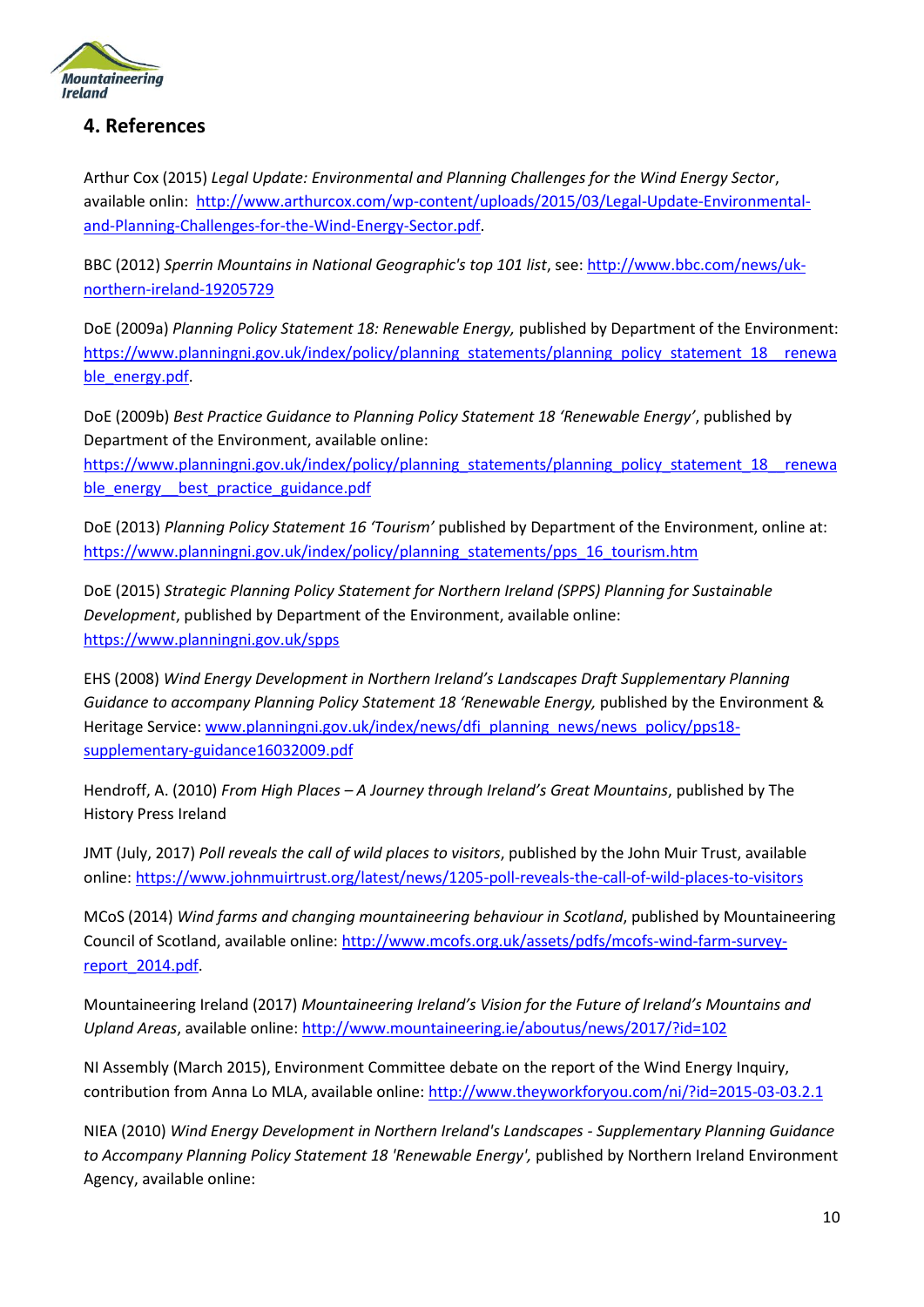## 4. References

Arthur Cox (2015) *Legal Update: Environmental and Planning Challenges for the Wind Energy Sector*, available onlin: http://www.arthurcox.com/wp-content/uploads/2015/03/Legal-Update-Environmental-and-Planning-Challenges-for-the-Wind-Energy-Sector.pdf.

BBC (2012) *Sperrin Mountains in National Geographic's top 101 list*, see: http://www.bbc.com/news/uk-northern-ireland-19205729

DoE (2009a) *Planning Policy Statement 18: Renewable Energy,* published by Department of the Environment: https://www.planningni.gov.uk/index/policy/planning_statements/planning_policy_statement_18__renewable_energy.pdf.

DoE (2009b) *Best Practice Guidance to Planning Policy Statement 18 'Renewable Energy'*, published by Department of the Environment, available online: https://www.planningni.gov.uk/index/policy/planning_statements/planning_policy_statement_18__renewable_energy__best_practice_guidance.pdf

DoE (2013) *Planning Policy Statement 16 'Tourism'* published by Department of the Environment, online at: https://www.planningni.gov.uk/index/policy/planning_statements/pps_16_tourism.htm

DoE (2015) *Strategic Planning Policy Statement for Northern Ireland (SPPS) Planning for Sustainable Development*, published by Department of the Environment, available online: https://www.planningni.gov.uk/spps

EHS (2008) *Wind Energy Development in Northern Ireland's Landscapes Draft Supplementary Planning Guidance to accompany Planning Policy Statement 18 'Renewable Energy,* published by the Environment & Heritage Service: www.planningni.gov.uk/index/news/dfi_planning_news/news_policy/pps18-supplementary-guidance16032009.pdf

Hendroff, A. (2010) *From High Places – A Journey through Ireland's Great Mountains*, published by The History Press Ireland

JMT (July, 2017) *Poll reveals the call of wild places to visitors*, published by the John Muir Trust, available online: https://www.johnmuirtrust.org/latest/news/1205-poll-reveals-the-call-of-wild-places-to-visitors

MCoS (2014) *Wind farms and changing mountaineering behaviour in Scotland*, published by Mountaineering Council of Scotland, available online: http://www.mcofs.org.uk/assets/pdfs/mcofs-wind-farm-survey-report_2014.pdf.

Mountaineering Ireland (2017) *Mountaineering Ireland's Vision for the Future of Ireland's Mountains and Upland Areas*, available online: http://www.mountaineering.ie/aboutus/news/2017/?id=102

NI Assembly (March 2015), Environment Committee debate on the report of the Wind Energy Inquiry, contribution from Anna Lo MLA, available online: http://www.theyworkforyou.com/ni/?id=2015-03-03.2.1

NIEA (2010) *Wind Energy Development in Northern Ireland's Landscapes - Supplementary Planning Guidance to Accompany Planning Policy Statement 18 'Renewable Energy',* published by Northern Ireland Environment Agency, available online: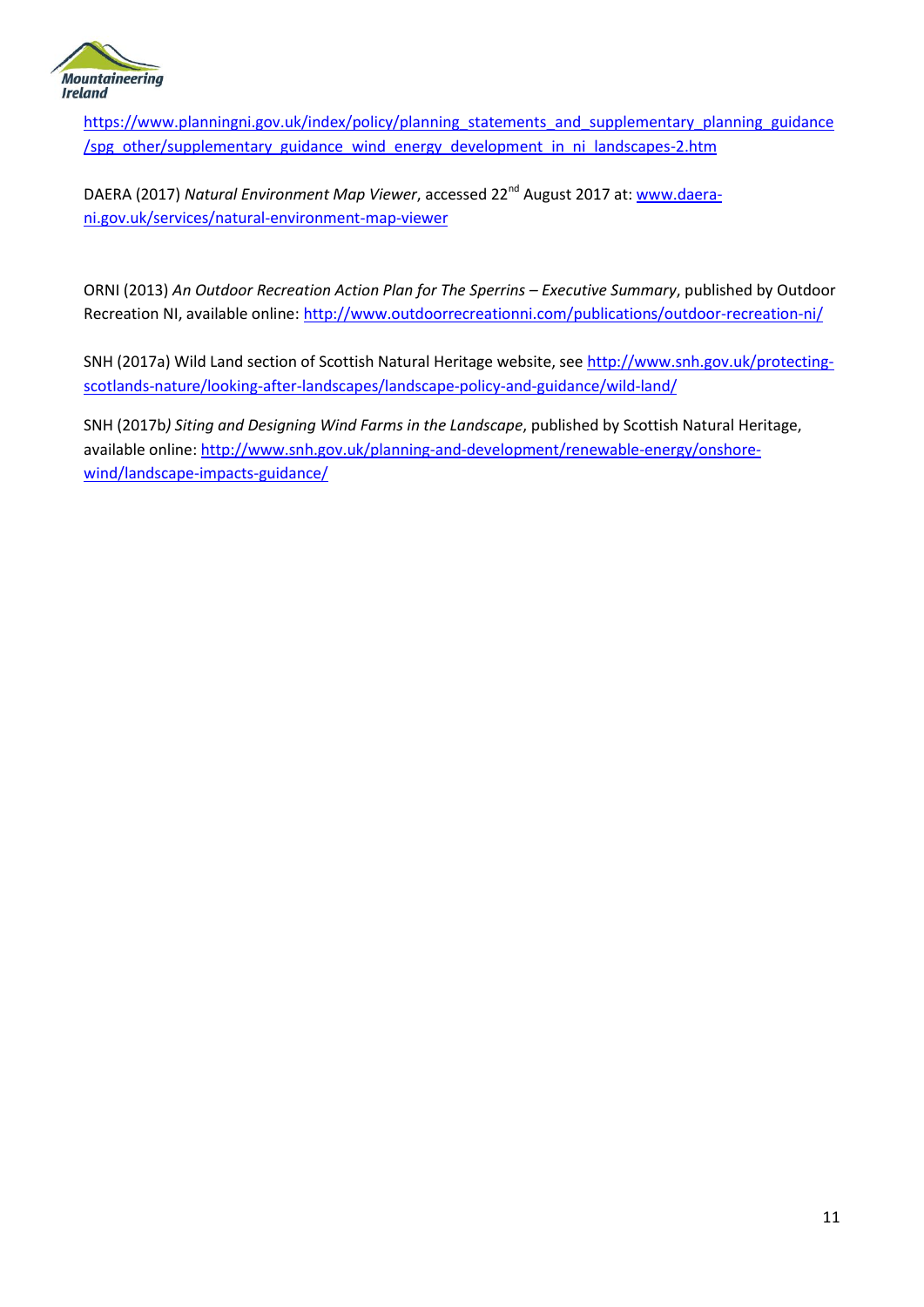https://www.planningni.gov.uk/index/policy/planning_statements_and_supplementary_planning_guidance/spg_other/supplementary_guidance_wind_energy_development_in_ni_landscapes-2.htm

DAERA (2017) *Natural Environment Map Viewer*, accessed 22nd August 2017 at: www.daera-ni.gov.uk/services/natural-environment-map-viewer

ORNI (2013) *An Outdoor Recreation Action Plan for The Sperrins – Executive Summary*, published by Outdoor Recreation NI, available online: http://www.outdoorrecreationni.com/publications/outdoor-recreation-ni/

SNH (2017a) Wild Land section of Scottish Natural Heritage website, see http://www.snh.gov.uk/protecting-scotlands-nature/looking-after-landscapes/landscape-policy-and-guidance/wild-land/

SNH (2017b*) Siting and Designing Wind Farms in the Landscape*, published by Scottish Natural Heritage, available online: http://www.snh.gov.uk/planning-and-development/renewable-energy/onshore-wind/landscape-impacts-guidance/